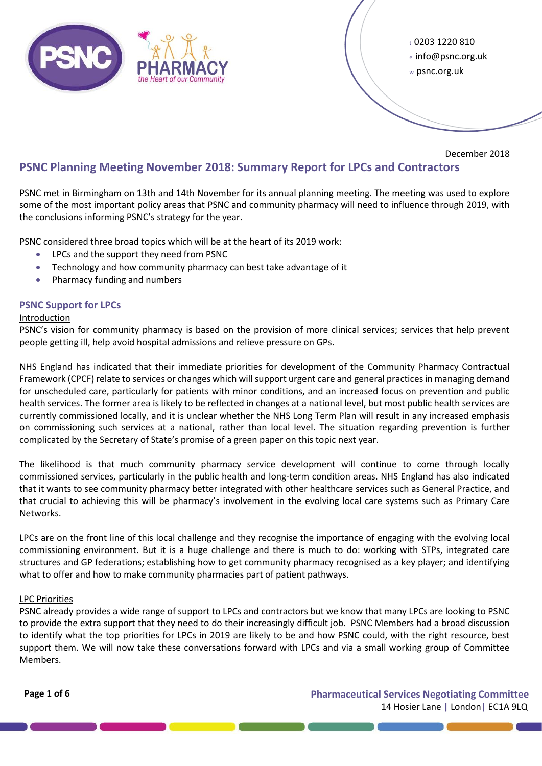t 0203 1220 810
e info@psnc.org.uk
w psnc.org.uk

December 2018

# PSNC Planning Meeting November 2018: Summary Report for LPCs and Contractors

PSNC met in Birmingham on 13th and 14th November for its annual planning meeting. The meeting was used to explore some of the most important policy areas that PSNC and community pharmacy will need to influence through 2019, with the conclusions informing PSNC's strategy for the year.

PSNC considered three broad topics which will be at the heart of its 2019 work:

- LPCs and the support they need from PSNC
- Technology and how community pharmacy can best take advantage of it
- Pharmacy funding and numbers

## PSNC Support for LPCs

### Introduction

PSNC's vision for community pharmacy is based on the provision of more clinical services; services that help prevent people getting ill, help avoid hospital admissions and relieve pressure on GPs.

NHS England has indicated that their immediate priorities for development of the Community Pharmacy Contractual Framework (CPCF) relate to services or changes which will support urgent care and general practices in managing demand for unscheduled care, particularly for patients with minor conditions, and an increased focus on prevention and public health services. The former area is likely to be reflected in changes at a national level, but most public health services are currently commissioned locally, and it is unclear whether the NHS Long Term Plan will result in any increased emphasis on commissioning such services at a national, rather than local level. The situation regarding prevention is further complicated by the Secretary of State's promise of a green paper on this topic next year.

The likelihood is that much community pharmacy service development will continue to come through locally commissioned services, particularly in the public health and long-term condition areas. NHS England has also indicated that it wants to see community pharmacy better integrated with other healthcare services such as General Practice, and that crucial to achieving this will be pharmacy's involvement in the evolving local care systems such as Primary Care Networks.

LPCs are on the front line of this local challenge and they recognise the importance of engaging with the evolving local commissioning environment. But it is a huge challenge and there is much to do: working with STPs, integrated care structures and GP federations; establishing how to get community pharmacy recognised as a key player; and identifying what to offer and how to make community pharmacies part of patient pathways.

### LPC Priorities

PSNC already provides a wide range of support to LPCs and contractors but we know that many LPCs are looking to PSNC to provide the extra support that they need to do their increasingly difficult job. PSNC Members had a broad discussion to identify what the top priorities for LPCs in 2019 are likely to be and how PSNC could, with the right resource, best support them. We will now take these conversations forward with LPCs and via a small working group of Committee Members.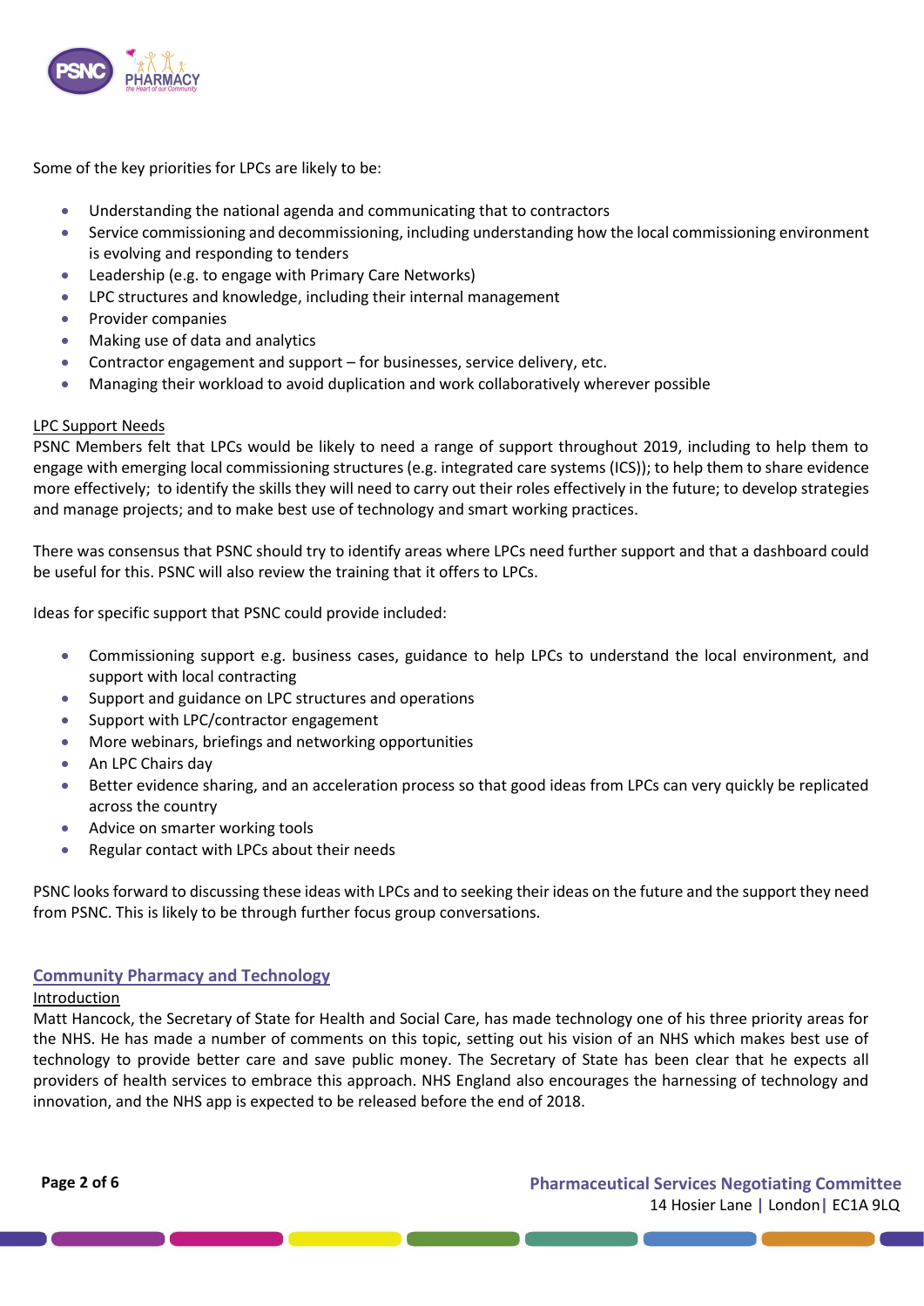Some of the key priorities for LPCs are likely to be:

- Understanding the national agenda and communicating that to contractors
- Service commissioning and decommissioning, including understanding how the local commissioning environment is evolving and responding to tenders
- Leadership (e.g. to engage with Primary Care Networks)
- LPC structures and knowledge, including their internal management
- Provider companies
- Making use of data and analytics
- Contractor engagement and support – for businesses, service delivery, etc.
- Managing their workload to avoid duplication and work collaboratively wherever possible

LPC Support Needs

PSNC Members felt that LPCs would be likely to need a range of support throughout 2019, including to help them to engage with emerging local commissioning structures (e.g. integrated care systems (ICS)); to help them to share evidence more effectively; to identify the skills they will need to carry out their roles effectively in the future; to develop strategies and manage projects; and to make best use of technology and smart working practices.

There was consensus that PSNC should try to identify areas where LPCs need further support and that a dashboard could be useful for this. PSNC will also review the training that it offers to LPCs.

Ideas for specific support that PSNC could provide included:

- Commissioning support e.g. business cases, guidance to help LPCs to understand the local environment, and support with local contracting
- Support and guidance on LPC structures and operations
- Support with LPC/contractor engagement
- More webinars, briefings and networking opportunities
- An LPC Chairs day
- Better evidence sharing, and an acceleration process so that good ideas from LPCs can very quickly be replicated across the country
- Advice on smarter working tools
- Regular contact with LPCs about their needs

PSNC looks forward to discussing these ideas with LPCs and to seeking their ideas on the future and the support they need from PSNC. This is likely to be through further focus group conversations.

## Community Pharmacy and Technology

Introduction

Matt Hancock, the Secretary of State for Health and Social Care, has made technology one of his three priority areas for the NHS. He has made a number of comments on this topic, setting out his vision of an NHS which makes best use of technology to provide better care and save public money. The Secretary of State has been clear that he expects all providers of health services to embrace this approach. NHS England also encourages the harnessing of technology and innovation, and the NHS app is expected to be released before the end of 2018.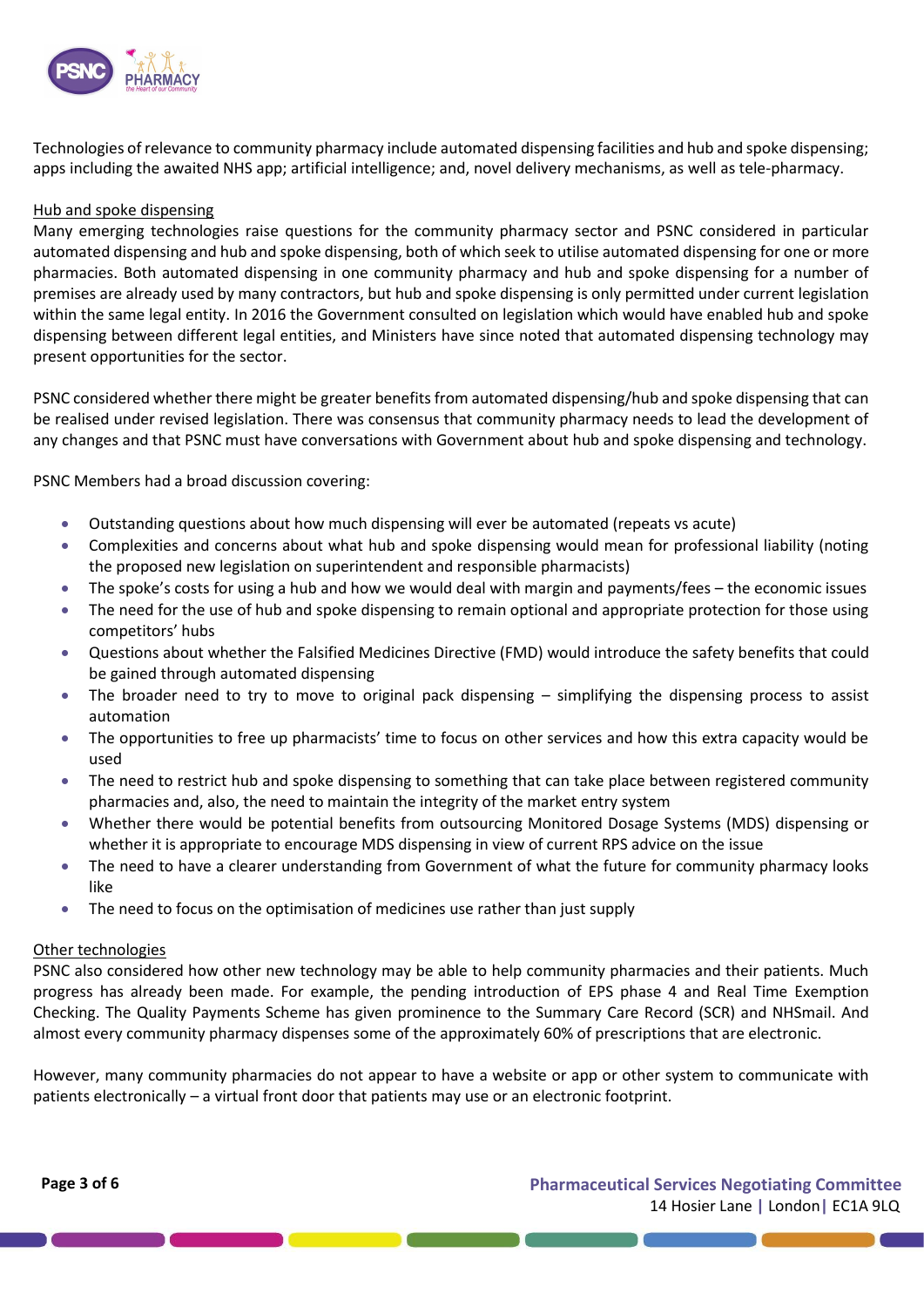Technologies of relevance to community pharmacy include automated dispensing facilities and hub and spoke dispensing; apps including the awaited NHS app; artificial intelligence; and, novel delivery mechanisms, as well as tele-pharmacy.

Hub and spoke dispensing

Many emerging technologies raise questions for the community pharmacy sector and PSNC considered in particular automated dispensing and hub and spoke dispensing, both of which seek to utilise automated dispensing for one or more pharmacies. Both automated dispensing in one community pharmacy and hub and spoke dispensing for a number of premises are already used by many contractors, but hub and spoke dispensing is only permitted under current legislation within the same legal entity. In 2016 the Government consulted on legislation which would have enabled hub and spoke dispensing between different legal entities, and Ministers have since noted that automated dispensing technology may present opportunities for the sector.

PSNC considered whether there might be greater benefits from automated dispensing/hub and spoke dispensing that can be realised under revised legislation. There was consensus that community pharmacy needs to lead the development of any changes and that PSNC must have conversations with Government about hub and spoke dispensing and technology.

PSNC Members had a broad discussion covering:

- Outstanding questions about how much dispensing will ever be automated (repeats vs acute)
- Complexities and concerns about what hub and spoke dispensing would mean for professional liability (noting the proposed new legislation on superintendent and responsible pharmacists)
- The spoke's costs for using a hub and how we would deal with margin and payments/fees – the economic issues
- The need for the use of hub and spoke dispensing to remain optional and appropriate protection for those using competitors' hubs
- Questions about whether the Falsified Medicines Directive (FMD) would introduce the safety benefits that could be gained through automated dispensing
- The broader need to try to move to original pack dispensing – simplifying the dispensing process to assist automation
- The opportunities to free up pharmacists' time to focus on other services and how this extra capacity would be used
- The need to restrict hub and spoke dispensing to something that can take place between registered community pharmacies and, also, the need to maintain the integrity of the market entry system
- Whether there would be potential benefits from outsourcing Monitored Dosage Systems (MDS) dispensing or whether it is appropriate to encourage MDS dispensing in view of current RPS advice on the issue
- The need to have a clearer understanding from Government of what the future for community pharmacy looks like
- The need to focus on the optimisation of medicines use rather than just supply

Other technologies

PSNC also considered how other new technology may be able to help community pharmacies and their patients. Much progress has already been made. For example, the pending introduction of EPS phase 4 and Real Time Exemption Checking. The Quality Payments Scheme has given prominence to the Summary Care Record (SCR) and NHSmail. And almost every community pharmacy dispenses some of the approximately 60% of prescriptions that are electronic.

However, many community pharmacies do not appear to have a website or app or other system to communicate with patients electronically – a virtual front door that patients may use or an electronic footprint.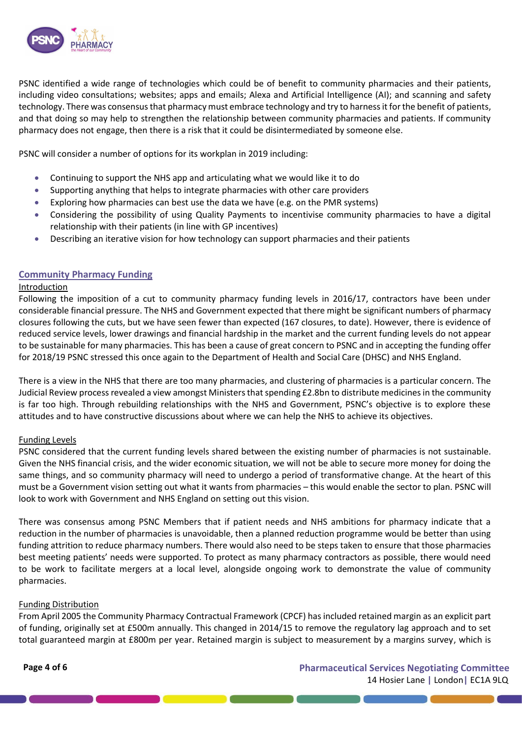PSNC identified a wide range of technologies which could be of benefit to community pharmacies and their patients, including video consultations; websites; apps and emails; Alexa and Artificial Intelligence (AI); and scanning and safety technology. There was consensus that pharmacy must embrace technology and try to harness it for the benefit of patients, and that doing so may help to strengthen the relationship between community pharmacies and patients. If community pharmacy does not engage, then there is a risk that it could be disintermediated by someone else.

PSNC will consider a number of options for its workplan in 2019 including:

- Continuing to support the NHS app and articulating what we would like it to do
- Supporting anything that helps to integrate pharmacies with other care providers
- Exploring how pharmacies can best use the data we have (e.g. on the PMR systems)
- Considering the possibility of using Quality Payments to incentivise community pharmacies to have a digital relationship with their patients (in line with GP incentives)
- Describing an iterative vision for how technology can support pharmacies and their patients

## Community Pharmacy Funding

### Introduction

Following the imposition of a cut to community pharmacy funding levels in 2016/17, contractors have been under considerable financial pressure. The NHS and Government expected that there might be significant numbers of pharmacy closures following the cuts, but we have seen fewer than expected (167 closures, to date). However, there is evidence of reduced service levels, lower drawings and financial hardship in the market and the current funding levels do not appear to be sustainable for many pharmacies. This has been a cause of great concern to PSNC and in accepting the funding offer for 2018/19 PSNC stressed this once again to the Department of Health and Social Care (DHSC) and NHS England.

There is a view in the NHS that there are too many pharmacies, and clustering of pharmacies is a particular concern. The Judicial Review process revealed a view amongst Ministers that spending £2.8bn to distribute medicines in the community is far too high. Through rebuilding relationships with the NHS and Government, PSNC's objective is to explore these attitudes and to have constructive discussions about where we can help the NHS to achieve its objectives.

### Funding Levels

PSNC considered that the current funding levels shared between the existing number of pharmacies is not sustainable. Given the NHS financial crisis, and the wider economic situation, we will not be able to secure more money for doing the same things, and so community pharmacy will need to undergo a period of transformative change. At the heart of this must be a Government vision setting out what it wants from pharmacies – this would enable the sector to plan. PSNC will look to work with Government and NHS England on setting out this vision.

There was consensus among PSNC Members that if patient needs and NHS ambitions for pharmacy indicate that a reduction in the number of pharmacies is unavoidable, then a planned reduction programme would be better than using funding attrition to reduce pharmacy numbers. There would also need to be steps taken to ensure that those pharmacies best meeting patients' needs were supported. To protect as many pharmacy contractors as possible, there would need to be work to facilitate mergers at a local level, alongside ongoing work to demonstrate the value of community pharmacies.

### Funding Distribution

From April 2005 the Community Pharmacy Contractual Framework (CPCF) has included retained margin as an explicit part of funding, originally set at £500m annually. This changed in 2014/15 to remove the regulatory lag approach and to set total guaranteed margin at £800m per year. Retained margin is subject to measurement by a margins survey, which is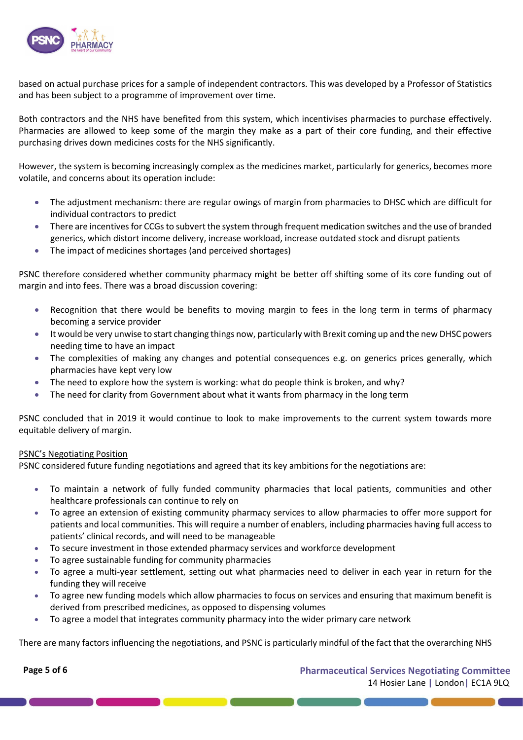based on actual purchase prices for a sample of independent contractors. This was developed by a Professor of Statistics and has been subject to a programme of improvement over time.

Both contractors and the NHS have benefited from this system, which incentivises pharmacies to purchase effectively. Pharmacies are allowed to keep some of the margin they make as a part of their core funding, and their effective purchasing drives down medicines costs for the NHS significantly.

However, the system is becoming increasingly complex as the medicines market, particularly for generics, becomes more volatile, and concerns about its operation include:

- The adjustment mechanism: there are regular owings of margin from pharmacies to DHSC which are difficult for individual contractors to predict
- There are incentives for CCGs to subvert the system through frequent medication switches and the use of branded generics, which distort income delivery, increase workload, increase outdated stock and disrupt patients
- The impact of medicines shortages (and perceived shortages)

PSNC therefore considered whether community pharmacy might be better off shifting some of its core funding out of margin and into fees. There was a broad discussion covering:

- Recognition that there would be benefits to moving margin to fees in the long term in terms of pharmacy becoming a service provider
- It would be very unwise to start changing things now, particularly with Brexit coming up and the new DHSC powers needing time to have an impact
- The complexities of making any changes and potential consequences e.g. on generics prices generally, which pharmacies have kept very low
- The need to explore how the system is working: what do people think is broken, and why?
- The need for clarity from Government about what it wants from pharmacy in the long term

PSNC concluded that in 2019 it would continue to look to make improvements to the current system towards more equitable delivery of margin.

<u>PSNC's Negotiating Position</u>

PSNC considered future funding negotiations and agreed that its key ambitions for the negotiations are:

- To maintain a network of fully funded community pharmacies that local patients, communities and other healthcare professionals can continue to rely on
- To agree an extension of existing community pharmacy services to allow pharmacies to offer more support for patients and local communities. This will require a number of enablers, including pharmacies having full access to patients' clinical records, and will need to be manageable
- To secure investment in those extended pharmacy services and workforce development
- To agree sustainable funding for community pharmacies
- To agree a multi-year settlement, setting out what pharmacies need to deliver in each year in return for the funding they will receive
- To agree new funding models which allow pharmacies to focus on services and ensuring that maximum benefit is derived from prescribed medicines, as opposed to dispensing volumes
- To agree a model that integrates community pharmacy into the wider primary care network

There are many factors influencing the negotiations, and PSNC is particularly mindful of the fact that the overarching NHS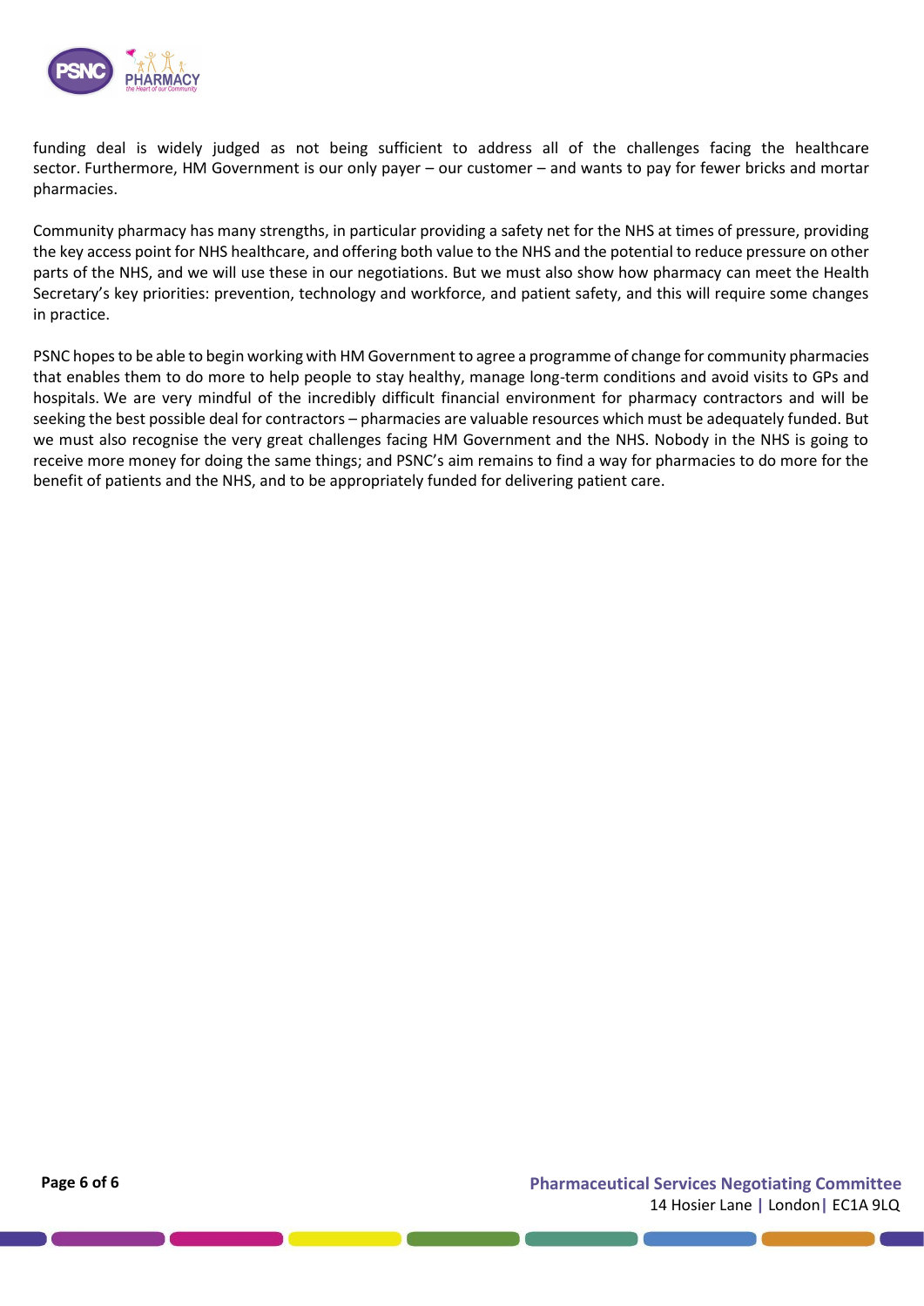funding deal is widely judged as not being sufficient to address all of the challenges facing the healthcare sector. Furthermore, HM Government is our only payer – our customer – and wants to pay for fewer bricks and mortar pharmacies.

Community pharmacy has many strengths, in particular providing a safety net for the NHS at times of pressure, providing the key access point for NHS healthcare, and offering both value to the NHS and the potential to reduce pressure on other parts of the NHS, and we will use these in our negotiations. But we must also show how pharmacy can meet the Health Secretary's key priorities: prevention, technology and workforce, and patient safety, and this will require some changes in practice.

PSNC hopes to be able to begin working with HM Government to agree a programme of change for community pharmacies that enables them to do more to help people to stay healthy, manage long-term conditions and avoid visits to GPs and hospitals. We are very mindful of the incredibly difficult financial environment for pharmacy contractors and will be seeking the best possible deal for contractors – pharmacies are valuable resources which must be adequately funded. But we must also recognise the very great challenges facing HM Government and the NHS. Nobody in the NHS is going to receive more money for doing the same things; and PSNC's aim remains to find a way for pharmacies to do more for the benefit of patients and the NHS, and to be appropriately funded for delivering patient care.